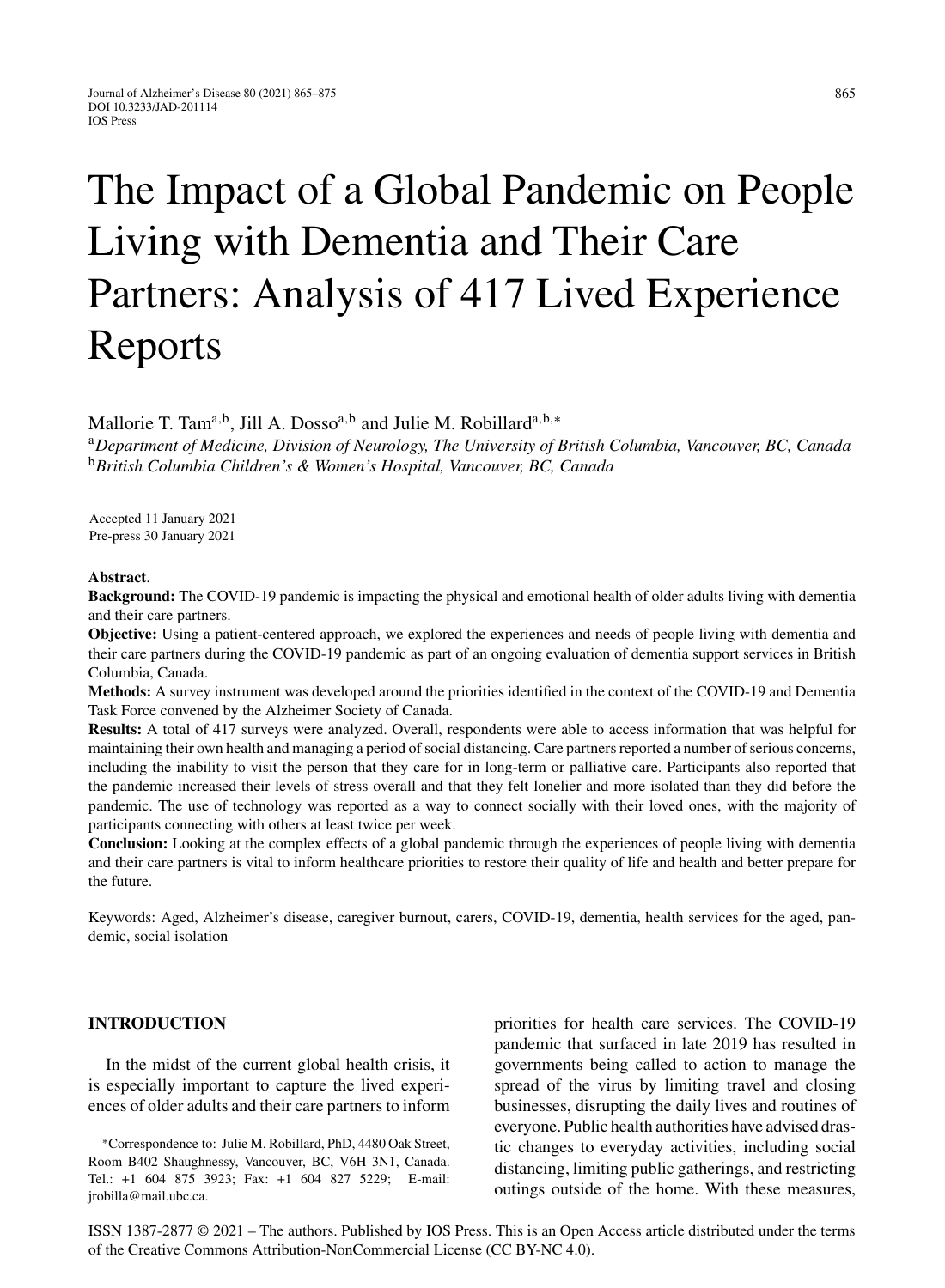# The Impact of a Global Pandemic on People Living with Dementia and Their Care Partners: Analysis of 417 Lived Experience Reports

Mallorie T. Tam[a,b], Jill A. Dosso[a,b] and Julie M. Robillard[a,b,*]

[a]*Department of Medicine, Division of Neurology, The University of British Columbia, Vancouver, BC, Canada*
[b]*British Columbia Children's & Women's Hospital, Vancouver, BC, Canada*

Accepted 11 January 2021
Pre-press 30 January 2021

**Abstract**.

**Background:** The COVID-19 pandemic is impacting the physical and emotional health of older adults living with dementia and their care partners.

**Objective:** Using a patient-centered approach, we explored the experiences and needs of people living with dementia and their care partners during the COVID-19 pandemic as part of an ongoing evaluation of dementia support services in British Columbia, Canada.

**Methods:** A survey instrument was developed around the priorities identified in the context of the COVID-19 and Dementia Task Force convened by the Alzheimer Society of Canada.

**Results:** A total of 417 surveys were analyzed. Overall, respondents were able to access information that was helpful for maintaining their own health and managing a period of social distancing. Care partners reported a number of serious concerns, including the inability to visit the person that they care for in long-term or palliative care. Participants also reported that the pandemic increased their levels of stress overall and that they felt lonelier and more isolated than they did before the pandemic. The use of technology was reported as a way to connect socially with their loved ones, with the majority of participants connecting with others at least twice per week.

**Conclusion:** Looking at the complex effects of a global pandemic through the experiences of people living with dementia and their care partners is vital to inform healthcare priorities to restore their quality of life and health and better prepare for the future.

Keywords: Aged, Alzheimer's disease, caregiver burnout, carers, COVID-19, dementia, health services for the aged, pandemic, social isolation

## INTRODUCTION

In the midst of the current global health crisis, it is especially important to capture the lived experiences of older adults and their care partners to inform priorities for health care services. The COVID-19 pandemic that surfaced in late 2019 has resulted in governments being called to action to manage the spread of the virus by limiting travel and closing businesses, disrupting the daily lives and routines of everyone. Public health authorities have advised drastic changes to everyday activities, including social distancing, limiting public gatherings, and restricting outings outside of the home. With these measures,

*Correspondence to: Julie M. Robillard, PhD, 4480 Oak Street, Room B402 Shaughnessy, Vancouver, BC, V6H 3N1, Canada. Tel.: +1 604 875 3923; Fax: +1 604 827 5229; E-mail: jrobilla@mail.ubc.ca.

ISSN 1387-2877 © 2021 – The authors. Published by IOS Press. This is an Open Access article distributed under the terms of the Creative Commons Attribution-NonCommercial License (CC BY-NC 4.0).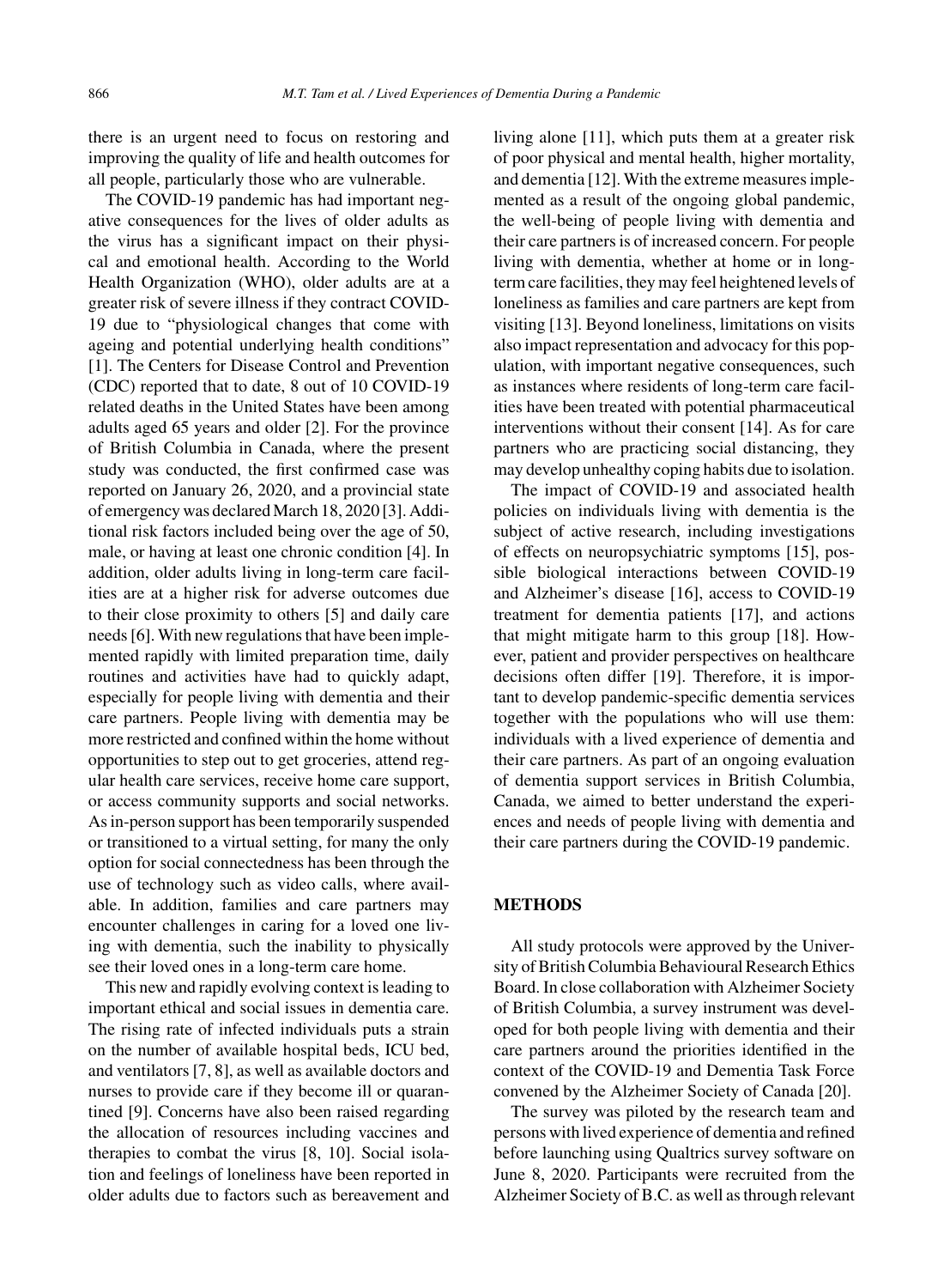there is an urgent need to focus on restoring and improving the quality of life and health outcomes for all people, particularly those who are vulnerable.

The COVID-19 pandemic has had important negative consequences for the lives of older adults as the virus has a significant impact on their physical and emotional health. According to the World Health Organization (WHO), older adults are at a greater risk of severe illness if they contract COVID-19 due to "physiological changes that come with ageing and potential underlying health conditions" [1]. The Centers for Disease Control and Prevention (CDC) reported that to date, 8 out of 10 COVID-19 related deaths in the United States have been among adults aged 65 years and older [2]. For the province of British Columbia in Canada, where the present study was conducted, the first confirmed case was reported on January 26, 2020, and a provincial state of emergency was declared March 18, 2020 [3]. Additional risk factors included being over the age of 50, male, or having at least one chronic condition [4]. In addition, older adults living in long-term care facilities are at a higher risk for adverse outcomes due to their close proximity to others [5] and daily care needs [6]. With new regulations that have been implemented rapidly with limited preparation time, daily routines and activities have had to quickly adapt, especially for people living with dementia and their care partners. People living with dementia may be more restricted and confined within the home without opportunities to step out to get groceries, attend regular health care services, receive home care support, or access community supports and social networks. As in-person support has been temporarily suspended or transitioned to a virtual setting, for many the only option for social connectedness has been through the use of technology such as video calls, where available. In addition, families and care partners may encounter challenges in caring for a loved one living with dementia, such the inability to physically see their loved ones in a long-term care home.

This new and rapidly evolving context is leading to important ethical and social issues in dementia care. The rising rate of infected individuals puts a strain on the number of available hospital beds, ICU bed, and ventilators [7, 8], as well as available doctors and nurses to provide care if they become ill or quarantined [9]. Concerns have also been raised regarding the allocation of resources including vaccines and therapies to combat the virus [8, 10]. Social isolation and feelings of loneliness have been reported in older adults due to factors such as bereavement and living alone [11], which puts them at a greater risk of poor physical and mental health, higher mortality, and dementia [12]. With the extreme measures implemented as a result of the ongoing global pandemic, the well-being of people living with dementia and their care partners is of increased concern. For people living with dementia, whether at home or in long-term care facilities, they may feel heightened levels of loneliness as families and care partners are kept from visiting [13]. Beyond loneliness, limitations on visits also impact representation and advocacy for this population, with important negative consequences, such as instances where residents of long-term care facilities have been treated with potential pharmaceutical interventions without their consent [14]. As for care partners who are practicing social distancing, they may develop unhealthy coping habits due to isolation.

The impact of COVID-19 and associated health policies on individuals living with dementia is the subject of active research, including investigations of effects on neuropsychiatric symptoms [15], possible biological interactions between COVID-19 and Alzheimer's disease [16], access to COVID-19 treatment for dementia patients [17], and actions that might mitigate harm to this group [18]. However, patient and provider perspectives on healthcare decisions often differ [19]. Therefore, it is important to develop pandemic-specific dementia services together with the populations who will use them: individuals with a lived experience of dementia and their care partners. As part of an ongoing evaluation of dementia support services in British Columbia, Canada, we aimed to better understand the experiences and needs of people living with dementia and their care partners during the COVID-19 pandemic.

## METHODS

All study protocols were approved by the University of British Columbia Behavioural Research Ethics Board. In close collaboration with Alzheimer Society of British Columbia, a survey instrument was developed for both people living with dementia and their care partners around the priorities identified in the context of the COVID-19 and Dementia Task Force convened by the Alzheimer Society of Canada [20].

The survey was piloted by the research team and persons with lived experience of dementia and refined before launching using Qualtrics survey software on June 8, 2020. Participants were recruited from the Alzheimer Society of B.C. as well as through relevant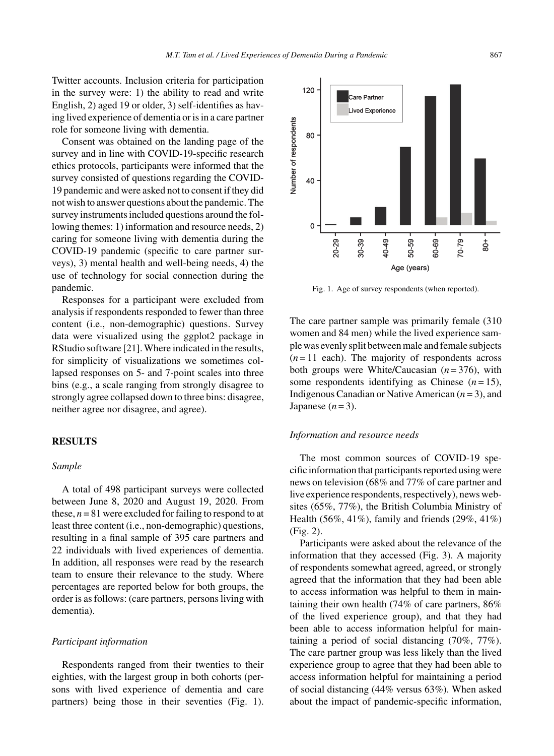Twitter accounts. Inclusion criteria for participation in the survey were: 1) the ability to read and write English, 2) aged 19 or older, 3) self-identifies as having lived experience of dementia or is in a care partner role for someone living with dementia.

Consent was obtained on the landing page of the survey and in line with COVID-19-specific research ethics protocols, participants were informed that the survey consisted of questions regarding the COVID-19 pandemic and were asked not to consent if they did not wish to answer questions about the pandemic. The survey instruments included questions around the following themes: 1) information and resource needs, 2) caring for someone living with dementia during the COVID-19 pandemic (specific to care partner surveys), 3) mental health and well-being needs, 4) the use of technology for social connection during the pandemic.

Responses for a participant were excluded from analysis if respondents responded to fewer than three content (i.e., non-demographic) questions. Survey data were visualized using the ggplot2 package in RStudio software [21]. Where indicated in the results, for simplicity of visualizations we sometimes collapsed responses on 5- and 7-point scales into three bins (e.g., a scale ranging from strongly disagree to strongly agree collapsed down to three bins: disagree, neither agree nor disagree, and agree).

## RESULTS

### *Sample*

A total of 498 participant surveys were collected between June 8, 2020 and August 19, 2020. From these, $n = 81$ were excluded for failing to respond to at least three content (i.e., non-demographic) questions, resulting in a final sample of 395 care partners and 22 individuals with lived experiences of dementia. In addition, all responses were read by the research team to ensure their relevance to the study. Where percentages are reported below for both groups, the order is as follows: (care partners, persons living with dementia).

### *Participant information*

Respondents ranged from their twenties to their eighties, with the largest group in both cohorts (persons with lived experience of dementia and care partners) being those in their seventies (Fig. 1).

Fig. 1. Age of survey respondents (when reported).

The care partner sample was primarily female (310 women and 84 men) while the lived experience sample was evenly split between male and female subjects ($n = 11$ each). The majority of respondents across both groups were White/Caucasian ($n = 376$), with some respondents identifying as Chinese ($n = 15$), Indigenous Canadian or Native American ($n = 3$), and Japanese ($n = 3$).

### *Information and resource needs*

The most common sources of COVID-19 specific information that participants reported using were news on television (68% and 77% of care partner and live experience respondents, respectively), news websites (65%, 77%), the British Columbia Ministry of Health (56%, 41%), family and friends (29%, 41%) (Fig. 2).

Participants were asked about the relevance of the information that they accessed (Fig. 3). A majority of respondents somewhat agreed, agreed, or strongly agreed that the information that they had been able to access information was helpful to them in maintaining their own health (74% of care partners, 86% of the lived experience group), and that they had been able to access information helpful for maintaining a period of social distancing (70%, 77%). The care partner group was less likely than the lived experience group to agree that they had been able to access information helpful for maintaining a period of social distancing (44% versus 63%). When asked about the impact of pandemic-specific information,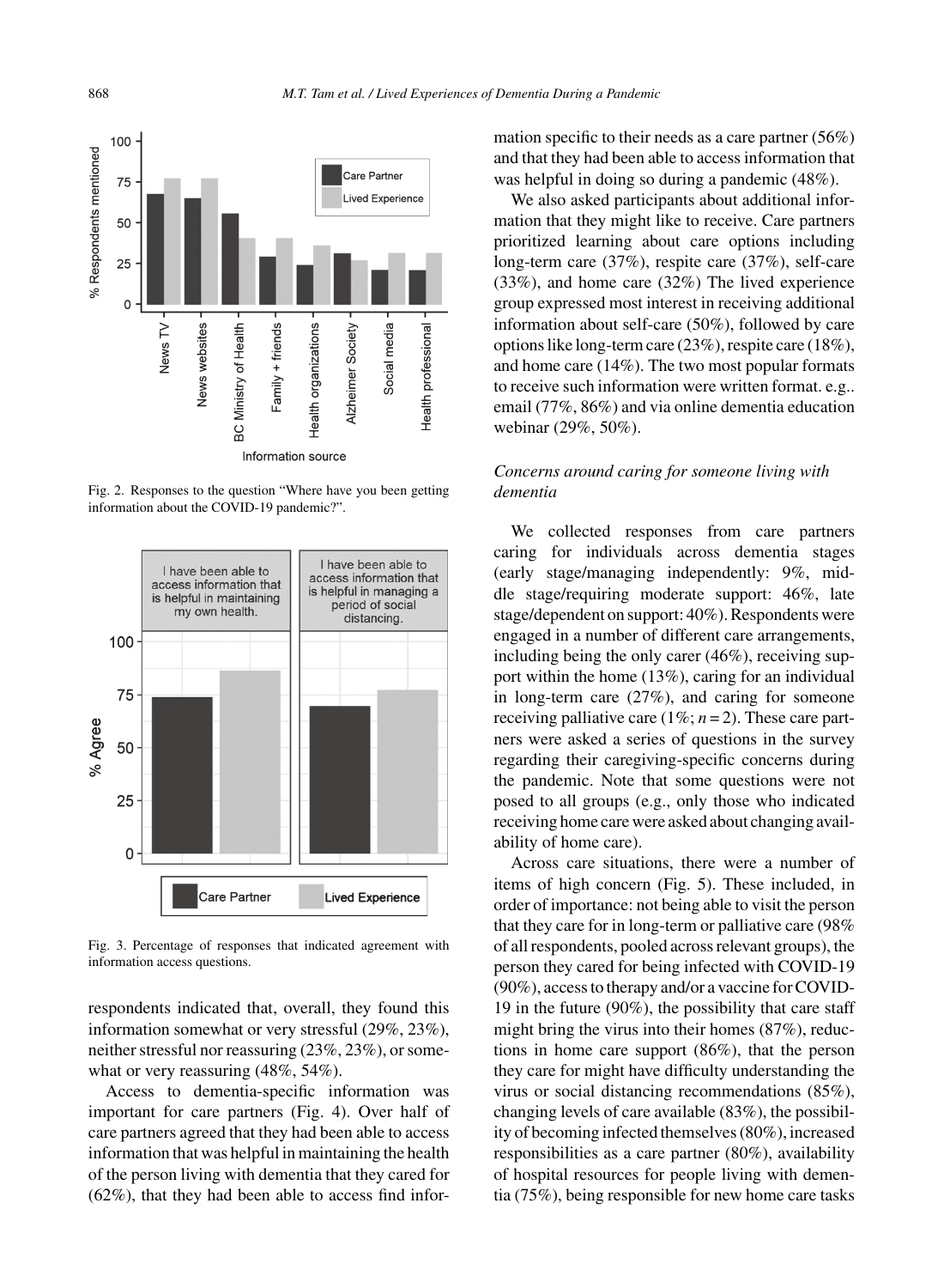Fig. 2. Responses to the question "Where have you been getting information about the COVID-19 pandemic?".

Fig. 3. Percentage of responses that indicated agreement with information access questions.

respondents indicated that, overall, they found this information somewhat or very stressful (29%, 23%), neither stressful nor reassuring (23%, 23%), or somewhat or very reassuring (48%, 54%).

Access to dementia-specific information was important for care partners (Fig. 4). Over half of care partners agreed that they had been able to access information that was helpful in maintaining the health of the person living with dementia that they cared for (62%), that they had been able to access find information specific to their needs as a care partner (56%) and that they had been able to access information that was helpful in doing so during a pandemic (48%).

We also asked participants about additional information that they might like to receive. Care partners prioritized learning about care options including long-term care (37%), respite care (37%), self-care (33%), and home care (32%) The lived experience group expressed most interest in receiving additional information about self-care (50%), followed by care options like long-term care (23%), respite care (18%), and home care (14%). The two most popular formats to receive such information were written format. e.g.. email (77%, 86%) and via online dementia education webinar (29%, 50%).

### *Concerns around caring for someone living with dementia*

We collected responses from care partners caring for individuals across dementia stages (early stage/managing independently: 9%, middle stage/requiring moderate support: 46%, late stage/dependent on support: 40%). Respondents were engaged in a number of different care arrangements, including being the only carer (46%), receiving support within the home (13%), caring for an individual in long-term care (27%), and caring for someone receiving palliative care (1%; $n = 2$). These care partners were asked a series of questions in the survey regarding their caregiving-specific concerns during the pandemic. Note that some questions were not posed to all groups (e.g., only those who indicated receiving home care were asked about changing availability of home care).

Across care situations, there were a number of items of high concern (Fig. 5). These included, in order of importance: not being able to visit the person that they care for in long-term or palliative care (98% of all respondents, pooled across relevant groups), the person they cared for being infected with COVID-19 (90%), access to therapy and/or a vaccine for COVID-19 in the future (90%), the possibility that care staff might bring the virus into their homes (87%), reductions in home care support (86%), that the person they care for might have difficulty understanding the virus or social distancing recommendations (85%), changing levels of care available (83%), the possibility of becoming infected themselves (80%), increased responsibilities as a care partner (80%), availability of hospital resources for people living with dementia (75%), being responsible for new home care tasks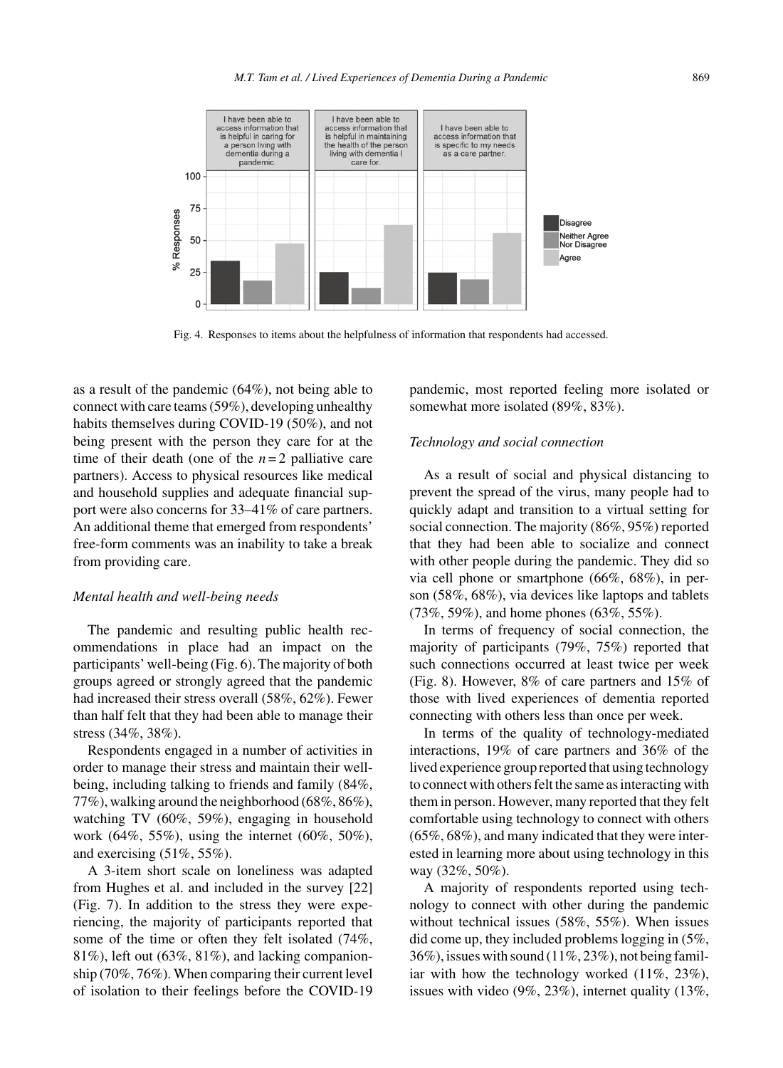Fig. 4. Responses to items about the helpfulness of information that respondents had accessed.

as a result of the pandemic (64%), not being able to connect with care teams (59%), developing unhealthy habits themselves during COVID-19 (50%), and not being present with the person they care for at the time of their death (one of the $n = 2$ palliative care partners). Access to physical resources like medical and household supplies and adequate financial support were also concerns for 33–41% of care partners. An additional theme that emerged from respondents' free-form comments was an inability to take a break from providing care.

*Mental health and well-being needs*

The pandemic and resulting public health recommendations in place had an impact on the participants' well-being (Fig. 6). The majority of both groups agreed or strongly agreed that the pandemic had increased their stress overall (58%, 62%). Fewer than half felt that they had been able to manage their stress (34%, 38%).

Respondents engaged in a number of activities in order to manage their stress and maintain their well-being, including talking to friends and family (84%, 77%), walking around the neighborhood (68%, 86%), watching TV (60%, 59%), engaging in household work (64%, 55%), using the internet (60%, 50%), and exercising (51%, 55%).

A 3-item short scale on loneliness was adapted from Hughes et al. and included in the survey [22] (Fig. 7). In addition to the stress they were experiencing, the majority of participants reported that some of the time or often they felt isolated (74%, 81%), left out (63%, 81%), and lacking companionship (70%, 76%). When comparing their current level of isolation to their feelings before the COVID-19 pandemic, most reported feeling more isolated or somewhat more isolated (89%, 83%).

*Technology and social connection*

As a result of social and physical distancing to prevent the spread of the virus, many people had to quickly adapt and transition to a virtual setting for social connection. The majority (86%, 95%) reported that they had been able to socialize and connect with other people during the pandemic. They did so via cell phone or smartphone (66%, 68%), in person (58%, 68%), via devices like laptops and tablets (73%, 59%), and home phones (63%, 55%).

In terms of frequency of social connection, the majority of participants (79%, 75%) reported that such connections occurred at least twice per week (Fig. 8). However, 8% of care partners and 15% of those with lived experiences of dementia reported connecting with others less than once per week.

In terms of the quality of technology-mediated interactions, 19% of care partners and 36% of the lived experience group reported that using technology to connect with others felt the same as interacting with them in person. However, many reported that they felt comfortable using technology to connect with others (65%, 68%), and many indicated that they were interested in learning more about using technology in this way (32%, 50%).

A majority of respondents reported using technology to connect with other during the pandemic without technical issues (58%, 55%). When issues did come up, they included problems logging in (5%, 36%), issues with sound (11%, 23%), not being familiar with how the technology worked (11%, 23%), issues with video (9%, 23%), internet quality (13%,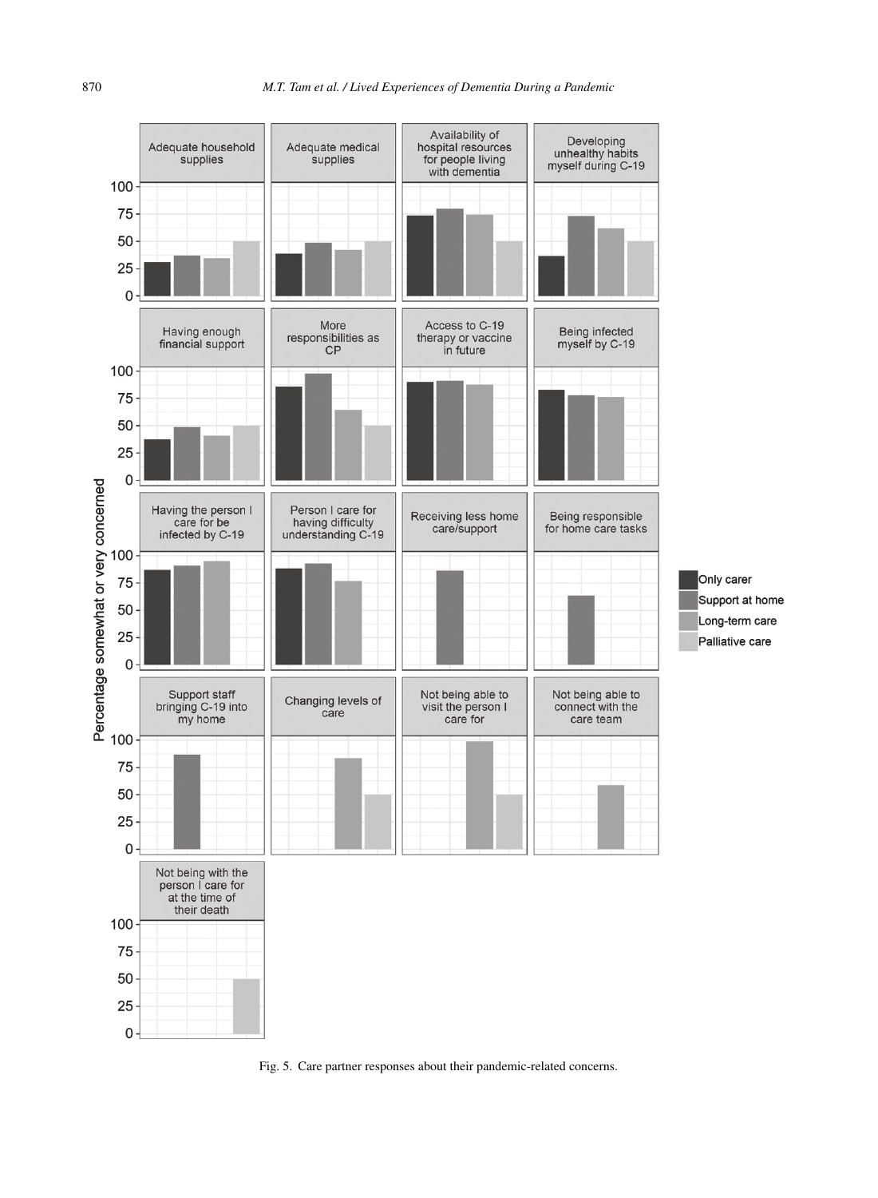Fig. 5. Care partner responses about their pandemic-related concerns.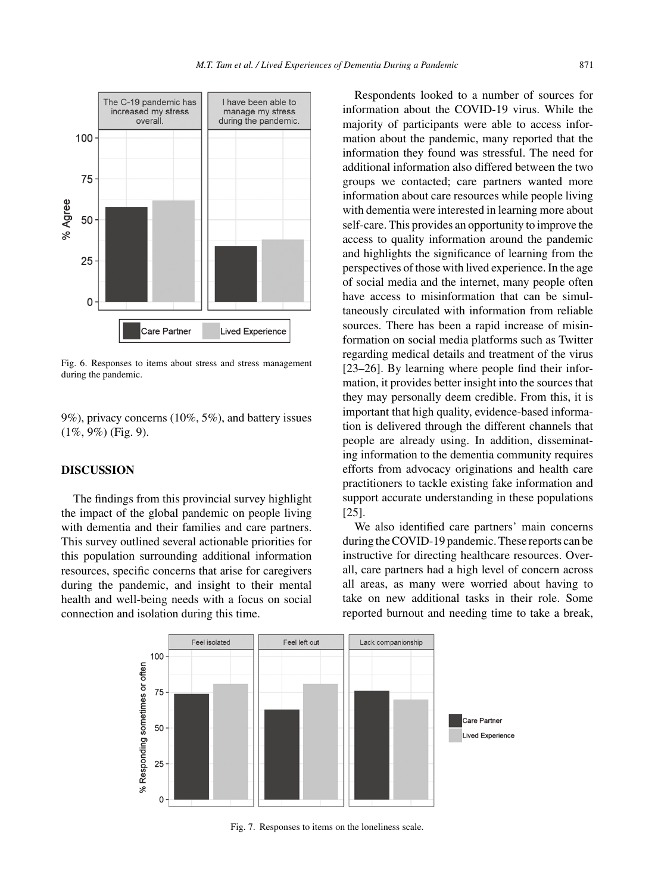Fig. 6. Responses to items about stress and stress management during the pandemic.

9%), privacy concerns (10%, 5%), and battery issues (1%, 9%) (Fig. 9).

## DISCUSSION

The findings from this provincial survey highlight the impact of the global pandemic on people living with dementia and their families and care partners. This survey outlined several actionable priorities for this population surrounding additional information resources, specific concerns that arise for caregivers during the pandemic, and insight to their mental health and well-being needs with a focus on social connection and isolation during this time.

Respondents looked to a number of sources for information about the COVID-19 virus. While the majority of participants were able to access information about the pandemic, many reported that the information they found was stressful. The need for additional information also differed between the two groups we contacted; care partners wanted more information about care resources while people living with dementia were interested in learning more about self-care. This provides an opportunity to improve the access to quality information around the pandemic and highlights the significance of learning from the perspectives of those with lived experience. In the age of social media and the internet, many people often have access to misinformation that can be simultaneously circulated with information from reliable sources. There has been a rapid increase of misinformation on social media platforms such as Twitter regarding medical details and treatment of the virus [23–26]. By learning where people find their information, it provides better insight into the sources that they may personally deem credible. From this, it is important that high quality, evidence-based information is delivered through the different channels that people are already using. In addition, disseminating information to the dementia community requires efforts from advocacy originations and health care practitioners to tackle existing fake information and support accurate understanding in these populations [25].

We also identified care partners' main concerns during the COVID-19 pandemic. These reports can be instructive for directing healthcare resources. Overall, care partners had a high level of concern across all areas, as many were worried about having to take on new additional tasks in their role. Some reported burnout and needing time to take a break,

Fig. 7. Responses to items on the loneliness scale.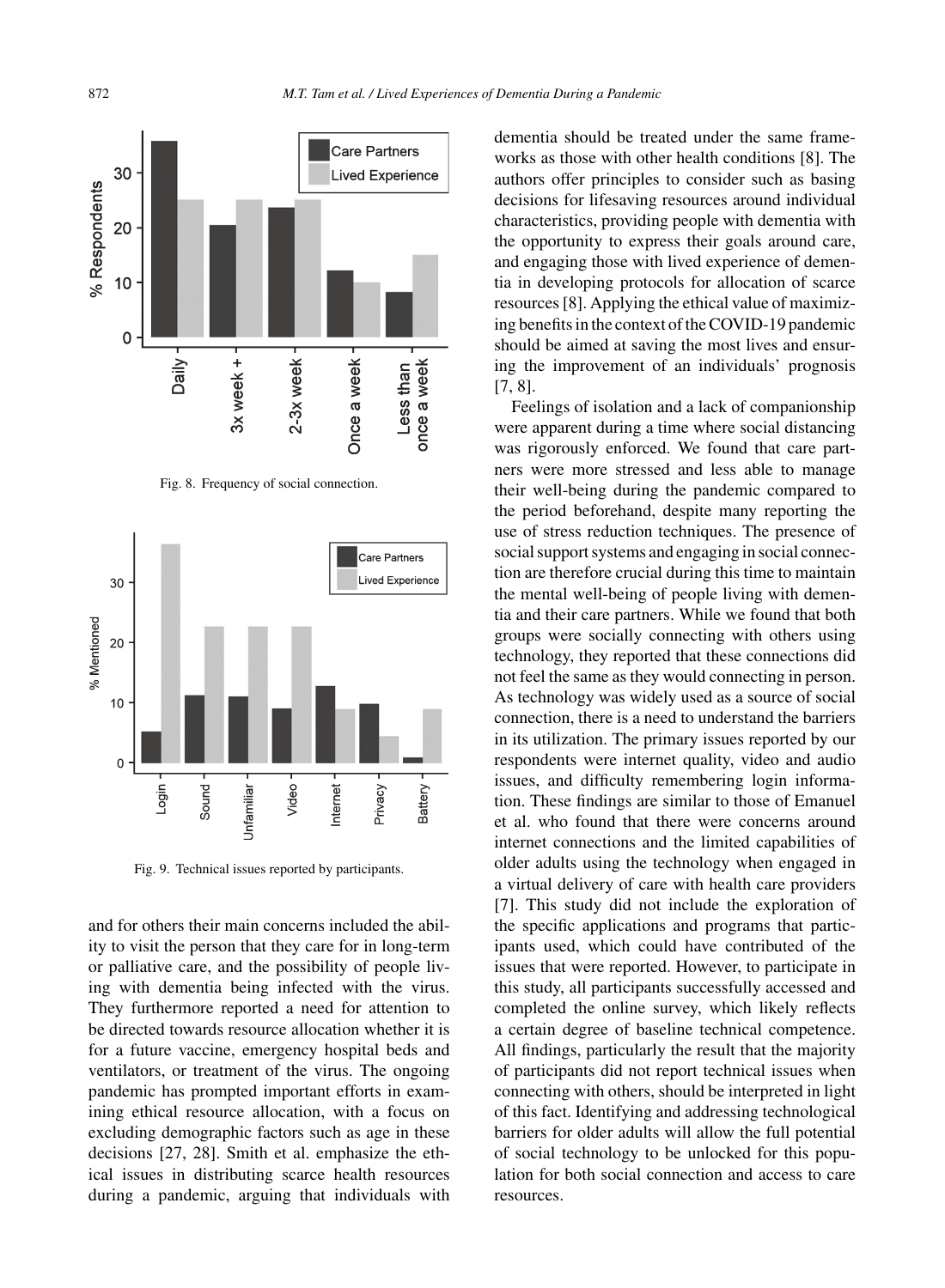Fig. 8. Frequency of social connection.

Fig. 9. Technical issues reported by participants.

and for others their main concerns included the ability to visit the person that they care for in long-term or palliative care, and the possibility of people living with dementia being infected with the virus. They furthermore reported a need for attention to be directed towards resource allocation whether it is for a future vaccine, emergency hospital beds and ventilators, or treatment of the virus. The ongoing pandemic has prompted important efforts in examining ethical resource allocation, with a focus on excluding demographic factors such as age in these decisions [27, 28]. Smith et al. emphasize the ethical issues in distributing scarce health resources during a pandemic, arguing that individuals with dementia should be treated under the same frameworks as those with other health conditions [8]. The authors offer principles to consider such as basing decisions for lifesaving resources around individual characteristics, providing people with dementia with the opportunity to express their goals around care, and engaging those with lived experience of dementia in developing protocols for allocation of scarce resources [8]. Applying the ethical value of maximizing benefits in the context of the COVID-19 pandemic should be aimed at saving the most lives and ensuring the improvement of an individuals' prognosis [7, 8].

Feelings of isolation and a lack of companionship were apparent during a time where social distancing was rigorously enforced. We found that care partners were more stressed and less able to manage their well-being during the pandemic compared to the period beforehand, despite many reporting the use of stress reduction techniques. The presence of social support systems and engaging in social connection are therefore crucial during this time to maintain the mental well-being of people living with dementia and their care partners. While we found that both groups were socially connecting with others using technology, they reported that these connections did not feel the same as they would connecting in person. As technology was widely used as a source of social connection, there is a need to understand the barriers in its utilization. The primary issues reported by our respondents were internet quality, video and audio issues, and difficulty remembering login information. These findings are similar to those of Emanuel et al. who found that there were concerns around internet connections and the limited capabilities of older adults using the technology when engaged in a virtual delivery of care with health care providers [7]. This study did not include the exploration of the specific applications and programs that participants used, which could have contributed of the issues that were reported. However, to participate in this study, all participants successfully accessed and completed the online survey, which likely reflects a certain degree of baseline technical competence. All findings, particularly the result that the majority of participants did not report technical issues when connecting with others, should be interpreted in light of this fact. Identifying and addressing technological barriers for older adults will allow the full potential of social technology to be unlocked for this population for both social connection and access to care resources.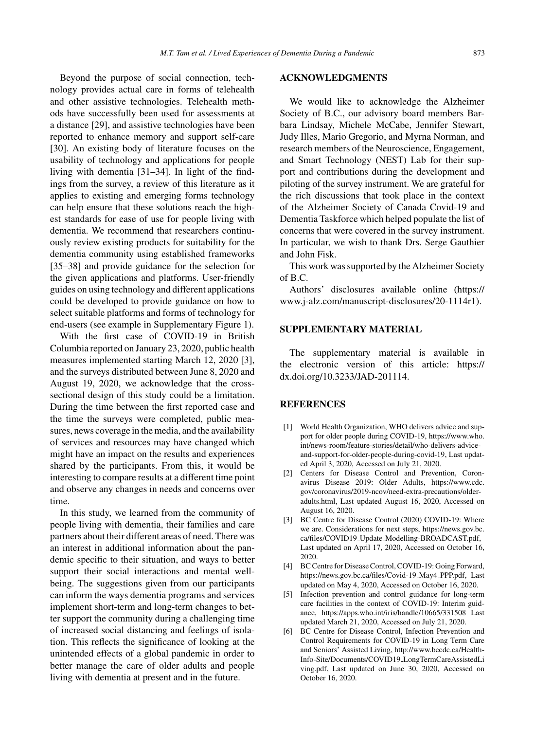Beyond the purpose of social connection, technology provides actual care in forms of telehealth and other assistive technologies. Telehealth methods have successfully been used for assessments at a distance [29], and assistive technologies have been reported to enhance memory and support self-care [30]. An existing body of literature focuses on the usability of technology and applications for people living with dementia [31–34]. In light of the findings from the survey, a review of this literature as it applies to existing and emerging forms technology can help ensure that these solutions reach the highest standards for ease of use for people living with dementia. We recommend that researchers continuously review existing products for suitability for the dementia community using established frameworks [35–38] and provide guidance for the selection for the given applications and platforms. User-friendly guides on using technology and different applications could be developed to provide guidance on how to select suitable platforms and forms of technology for end-users (see example in Supplementary Figure 1).

With the first case of COVID-19 in British Columbia reported on January 23, 2020, public health measures implemented starting March 12, 2020 [3], and the surveys distributed between June 8, 2020 and August 19, 2020, we acknowledge that the cross-sectional design of this study could be a limitation. During the time between the first reported case and the time the surveys were completed, public measures, news coverage in the media, and the availability of services and resources may have changed which might have an impact on the results and experiences shared by the participants. From this, it would be interesting to compare results at a different time point and observe any changes in needs and concerns over time.

In this study, we learned from the community of people living with dementia, their families and care partners about their different areas of need. There was an interest in additional information about the pandemic specific to their situation, and ways to better support their social interactions and mental well-being. The suggestions given from our participants can inform the ways dementia programs and services implement short-term and long-term changes to better support the community during a challenging time of increased social distancing and feelings of isolation. This reflects the significance of looking at the unintended effects of a global pandemic in order to better manage the care of older adults and people living with dementia at present and in the future.

## ACKNOWLEDGMENTS

We would like to acknowledge the Alzheimer Society of B.C., our advisory board members Barbara Lindsay, Michele McCabe, Jennifer Stewart, Judy Illes, Mario Gregorio, and Myrna Norman, and research members of the Neuroscience, Engagement, and Smart Technology (NEST) Lab for their support and contributions during the development and piloting of the survey instrument. We are grateful for the rich discussions that took place in the context of the Alzheimer Society of Canada Covid-19 and Dementia Taskforce which helped populate the list of concerns that were covered in the survey instrument. In particular, we wish to thank Drs. Serge Gauthier and John Fisk.

This work was supported by the Alzheimer Society of B.C.

Authors' disclosures available online (https://www.j-alz.com/manuscript-disclosures/20-1114r1).

## SUPPLEMENTARY MATERIAL

The supplementary material is available in the electronic version of this article: https://dx.doi.org/10.3233/JAD-201114.

## REFERENCES

[1] World Health Organization, WHO delivers advice and support for older people during COVID-19, https://www.who.int/news-room/feature-stories/detail/who-delivers-advice-and-support-for-older-people-during-covid-19, Last updated April 3, 2020, Accessed on July 21, 2020.

[2] Centers for Disease Control and Prevention, Coronavirus Disease 2019: Older Adults, https://www.cdc.gov/coronavirus/2019-ncov/need-extra-precautions/older-adults.html, Last updated August 16, 2020, Accessed on August 16, 2020.

[3] BC Centre for Disease Control (2020) COVID-19: Where we are. Considerations for next steps, https://news.gov.bc.ca/files/COVID19_Update_Modelling-BROADCAST.pdf, Last updated on April 17, 2020, Accessed on October 16, 2020.

[4] BC Centre for Disease Control, COVID-19: Going Forward, https://news.gov.bc.ca/files/Covid-19_May4_PPP.pdf, Last updated on May 4, 2020, Accessed on October 16, 2020.

[5] Infection prevention and control guidance for long-term care facilities in the context of COVID-19: Interim guidance, https://apps.who.int/iris/handle/10665/331508 Last updated March 21, 2020, Accessed on July 21, 2020.

[6] BC Centre for Disease Control, Infection Prevention and Control Requirements for COVID-19 in Long Term Care and Seniors' Assisted Living, http://www.bccdc.ca/Health-Info-Site/Documents/COVID19_LongTermCareAssistedLiving.pdf, Last updated on June 30, 2020, Accessed on October 16, 2020.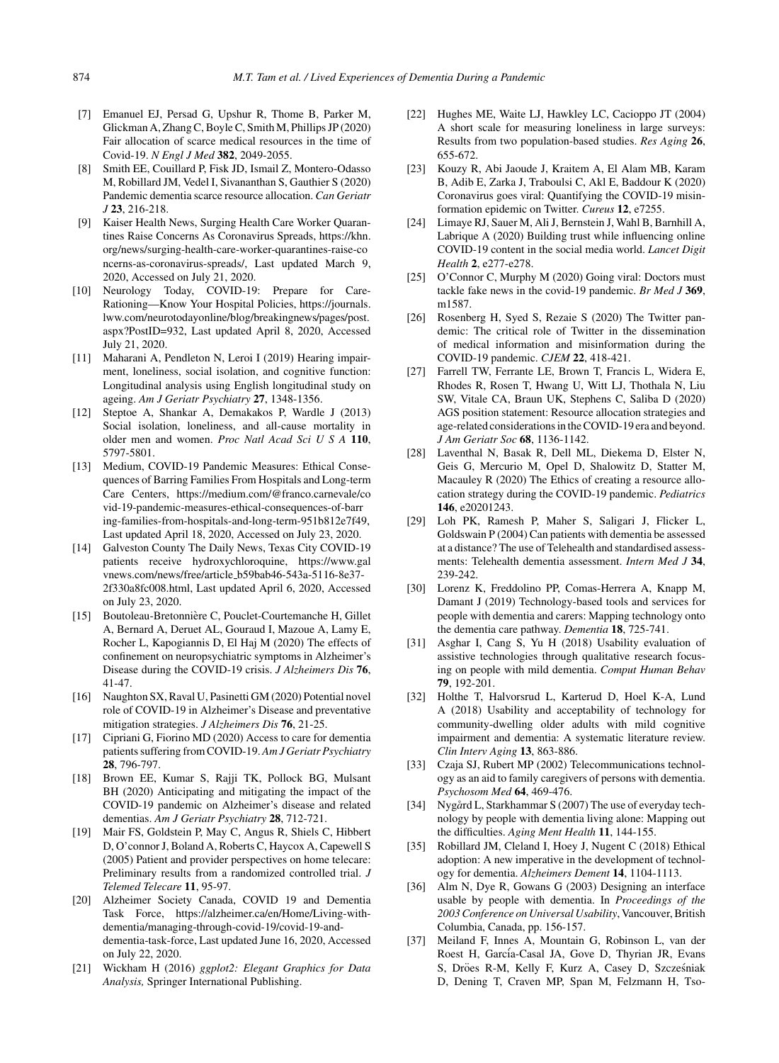[7] Emanuel EJ, Persad G, Upshur R, Thome B, Parker M, Glickman A, Zhang C, Boyle C, Smith M, Phillips JP (2020) Fair allocation of scarce medical resources in the time of Covid-19. *N Engl J Med* **382**, 2049-2055.

[8] Smith EE, Couillard P, Fisk JD, Ismail Z, Montero-Odasso M, Robillard JM, Vedel I, Sivananthan S, Gauthier S (2020) Pandemic dementia scarce resource allocation. *Can Geriatr J* **23**, 216-218.

[9] Kaiser Health News, Surging Health Care Worker Quarantines Raise Concerns As Coronavirus Spreads, https://khn.org/news/surging-health-care-worker-quarantines-raise-concerns-as-coronavirus-spreads/, Last updated March 9, 2020, Accessed on July 21, 2020.

[10] Neurology Today, COVID-19: Prepare for Care-Rationing—Know Your Hospital Policies, https://journals.lww.com/neurotodayonline/blog/breakingnews/pages/post.aspx?PostID=932, Last updated April 8, 2020, Accessed July 21, 2020.

[11] Maharani A, Pendleton N, Leroi I (2019) Hearing impairment, loneliness, social isolation, and cognitive function: Longitudinal analysis using English longitudinal study on ageing. *Am J Geriatr Psychiatry* **27**, 1348-1356.

[12] Steptoe A, Shankar A, Demakakos P, Wardle J (2013) Social isolation, loneliness, and all-cause mortality in older men and women. *Proc Natl Acad Sci U S A* **110**, 5797-5801.

[13] Medium, COVID-19 Pandemic Measures: Ethical Consequences of Barring Families From Hospitals and Long-term Care Centers, https://medium.com/@franco.carnevale/covid-19-pandemic-measures-ethical-consequences-of-barring-families-from-hospitals-and-long-term-951b812e7f49, Last updated April 18, 2020, Accessed on July 23, 2020.

[14] Galveston County The Daily News, Texas City COVID-19 patients receive hydroxychloroquine, https://www.galvnews.com/news/free/article_b59bab46-543a-5116-8e37-2f330a8fc008.html, Last updated April 6, 2020, Accessed on July 23, 2020.

[15] Boutoleau-Bretonnière C, Pouclet-Courtemanche H, Gillet A, Bernard A, Deruet AL, Gouraud I, Mazoue A, Lamy E, Rocher L, Kapogiannis D, El Haj M (2020) The effects of confinement on neuropsychiatric symptoms in Alzheimer's Disease during the COVID-19 crisis. *J Alzheimers Dis* **76**, 41-47.

[16] Naughton SX, Raval U, Pasinetti GM (2020) Potential novel role of COVID-19 in Alzheimer's Disease and preventative mitigation strategies. *J Alzheimers Dis* **76**, 21-25.

[17] Cipriani G, Fiorino MD (2020) Access to care for dementia patients suffering from COVID-19. *Am J Geriatr Psychiatry* **28**, 796-797.

[18] Brown EE, Kumar S, Rajji TK, Pollock BG, Mulsant BH (2020) Anticipating and mitigating the impact of the COVID-19 pandemic on Alzheimer's disease and related dementias. *Am J Geriatr Psychiatry* **28**, 712-721.

[19] Mair FS, Goldstein P, May C, Angus R, Shiels C, Hibbert D, O'connor J, Boland A, Roberts C, Haycox A, Capewell S (2005) Patient and provider perspectives on home telecare: Preliminary results from a randomized controlled trial. *J Telemed Telecare* **11**, 95-97.

[20] Alzheimer Society Canada, COVID 19 and Dementia Task Force, https://alzheimer.ca/en/Home/Living-with-dementia/managing-through-covid-19/covid-19-and-dementia-task-force, Last updated June 16, 2020, Accessed on July 22, 2020.

[21] Wickham H (2016) *ggplot2: Elegant Graphics for Data Analysis,* Springer International Publishing.

[22] Hughes ME, Waite LJ, Hawkley LC, Cacioppo JT (2004) A short scale for measuring loneliness in large surveys: Results from two population-based studies. *Res Aging* **26**, 655-672.

[23] Kouzy R, Abi Jaoude J, Kraitem A, El Alam MB, Karam B, Adib E, Zarka J, Traboulsi C, Akl E, Baddour K (2020) Coronavirus goes viral: Quantifying the COVID-19 misinformation epidemic on Twitter. *Cureus* **12**, e7255.

[24] Limaye RJ, Sauer M, Ali J, Bernstein J, Wahl B, Barnhill A, Labrique A (2020) Building trust while influencing online COVID-19 content in the social media world. *Lancet Digit Health* **2**, e277-e278.

[25] O'Connor C, Murphy M (2020) Going viral: Doctors must tackle fake news in the covid-19 pandemic. *Br Med J* **369**, m1587.

[26] Rosenberg H, Syed S, Rezaie S (2020) The Twitter pandemic: The critical role of Twitter in the dissemination of medical information and misinformation during the COVID-19 pandemic. *CJEM* **22**, 418-421.

[27] Farrell TW, Ferrante LE, Brown T, Francis L, Widera E, Rhodes R, Rosen T, Hwang U, Witt LJ, Thothala N, Liu SW, Vitale CA, Braun UK, Stephens C, Saliba D (2020) AGS position statement: Resource allocation strategies and age-related considerations in the COVID-19 era and beyond. *J Am Geriatr Soc* **68**, 1136-1142.

[28] Laventhal N, Basak R, Dell ML, Diekema D, Elster N, Geis G, Mercurio M, Opel D, Shalowitz D, Statter M, Macauley R (2020) The Ethics of creating a resource allocation strategy during the COVID-19 pandemic. *Pediatrics* **146**, e20201243.

[29] Loh PK, Ramesh P, Maher S, Saligari J, Flicker L, Goldswain P (2004) Can patients with dementia be assessed at a distance? The use of Telehealth and standardised assessments: Telehealth dementia assessment. *Intern Med J* **34**, 239-242.

[30] Lorenz K, Freddolino PP, Comas-Herrera A, Knapp M, Damant J (2019) Technology-based tools and services for people with dementia and carers: Mapping technology onto the dementia care pathway. *Dementia* **18**, 725-741.

[31] Asghar I, Cang S, Yu H (2018) Usability evaluation of assistive technologies through qualitative research focusing on people with mild dementia. *Comput Human Behav* **79**, 192-201.

[32] Holthe T, Halvorsrud L, Karterud D, Hoel K-A, Lund A (2018) Usability and acceptability of technology for community-dwelling older adults with mild cognitive impairment and dementia: A systematic literature review. *Clin Interv Aging* **13**, 863-886.

[33] Czaja SJ, Rubert MP (2002) Telecommunications technology as an aid to family caregivers of persons with dementia. *Psychosom Med* **64**, 469-476.

[34] Nygård L, Starkhammar S (2007) The use of everyday technology by people with dementia living alone: Mapping out the difficulties. *Aging Ment Health* **11**, 144-155.

[35] Robillard JM, Cleland I, Hoey J, Nugent C (2018) Ethical adoption: A new imperative in the development of technology for dementia. *Alzheimers Dement* **14**, 1104-1113.

[36] Alm N, Dye R, Gowans G (2003) Designing an interface usable by people with dementia. In *Proceedings of the 2003 Conference on Universal Usability*, Vancouver, British Columbia, Canada, pp. 156-157.

[37] Meiland F, Innes A, Mountain G, Robinson L, van der Roest H, García-Casal JA, Gove D, Thyrian JR, Evans S, Dröes R-M, Kelly F, Kurz A, Casey D, Szcześniak D, Dening T, Craven MP, Span M, Felzmann H, Tso-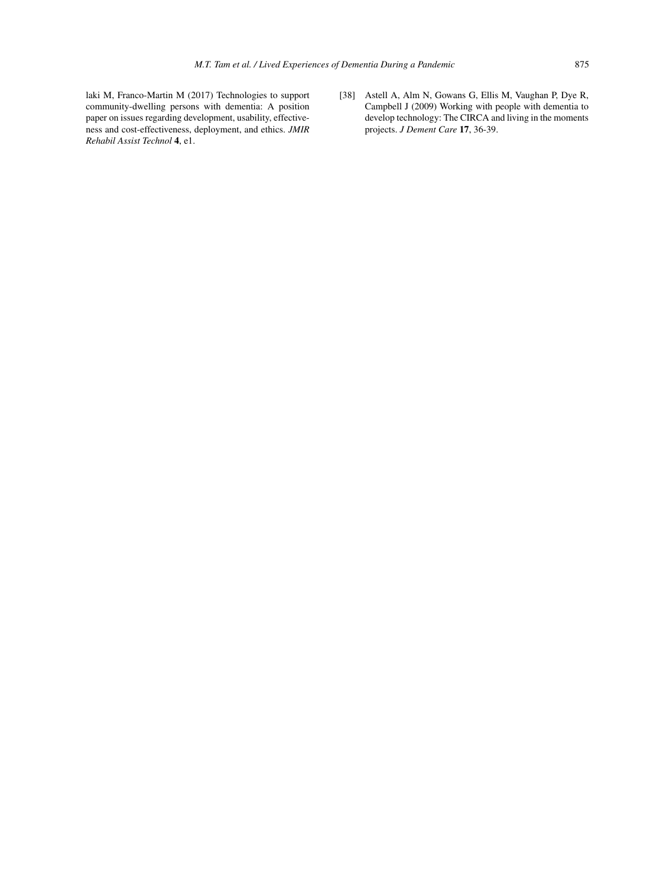laki M, Franco-Martin M (2017) Technologies to support community-dwelling persons with dementia: A position paper on issues regarding development, usability, effectiveness and cost-effectiveness, deployment, and ethics. *JMIR Rehabil Assist Technol* **4**, e1.

[38] Astell A, Alm N, Gowans G, Ellis M, Vaughan P, Dye R, Campbell J (2009) Working with people with dementia to develop technology: The CIRCA and living in the moments projects. *J Dement Care* **17**, 36-39.